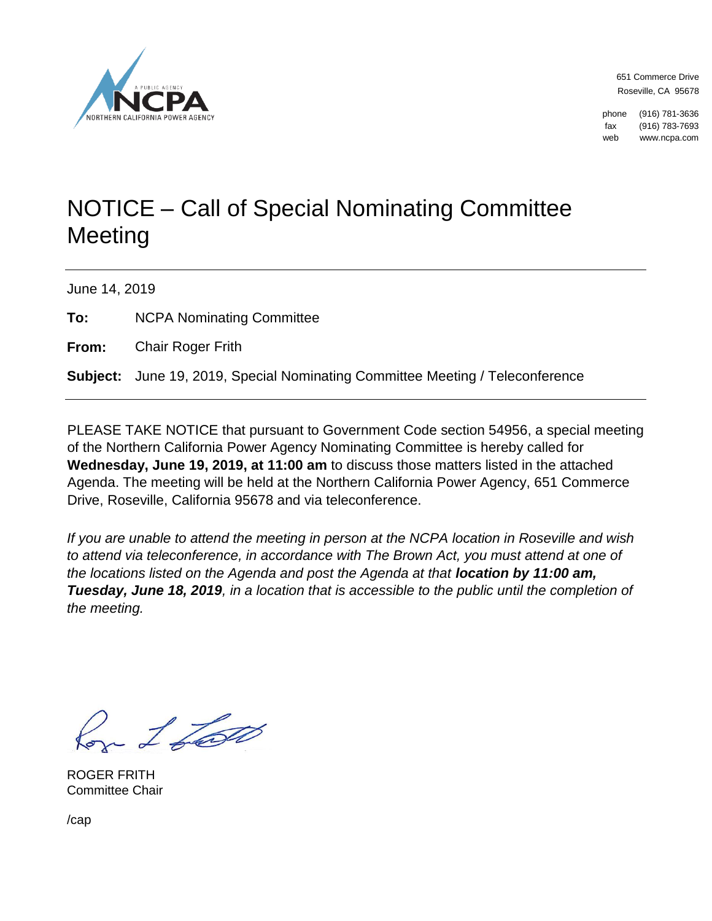A PUBLIC AGENCY
NCPA
NORTHERN CALIFORNIA POWER AGENCY

651 Commerce Drive
Roseville, CA 95678

phone (916) 781-3636
fax (916) 783-7693
web www.ncpa.com

# NOTICE – Call of Special Nominating Committee Meeting

June 14, 2019

**To:** NCPA Nominating Committee

**From:** Chair Roger Frith

**Subject:** June 19, 2019, Special Nominating Committee Meeting / Teleconference

PLEASE TAKE NOTICE that pursuant to Government Code section 54956, a special meeting of the Northern California Power Agency Nominating Committee is hereby called for **Wednesday, June 19, 2019, at 11:00 am** to discuss those matters listed in the attached Agenda. The meeting will be held at the Northern California Power Agency, 651 Commerce Drive, Roseville, California 95678 and via teleconference.

*If you are unable to attend the meeting in person at the NCPA location in Roseville and wish to attend via teleconference, in accordance with The Brown Act, you must attend at one of the locations listed on the Agenda and post the Agenda at that* ***location by 11:00 am, Tuesday, June 18, 2019****, in a location that is accessible to the public until the completion of the meeting.*

ROGER FRITH
Committee Chair

/cap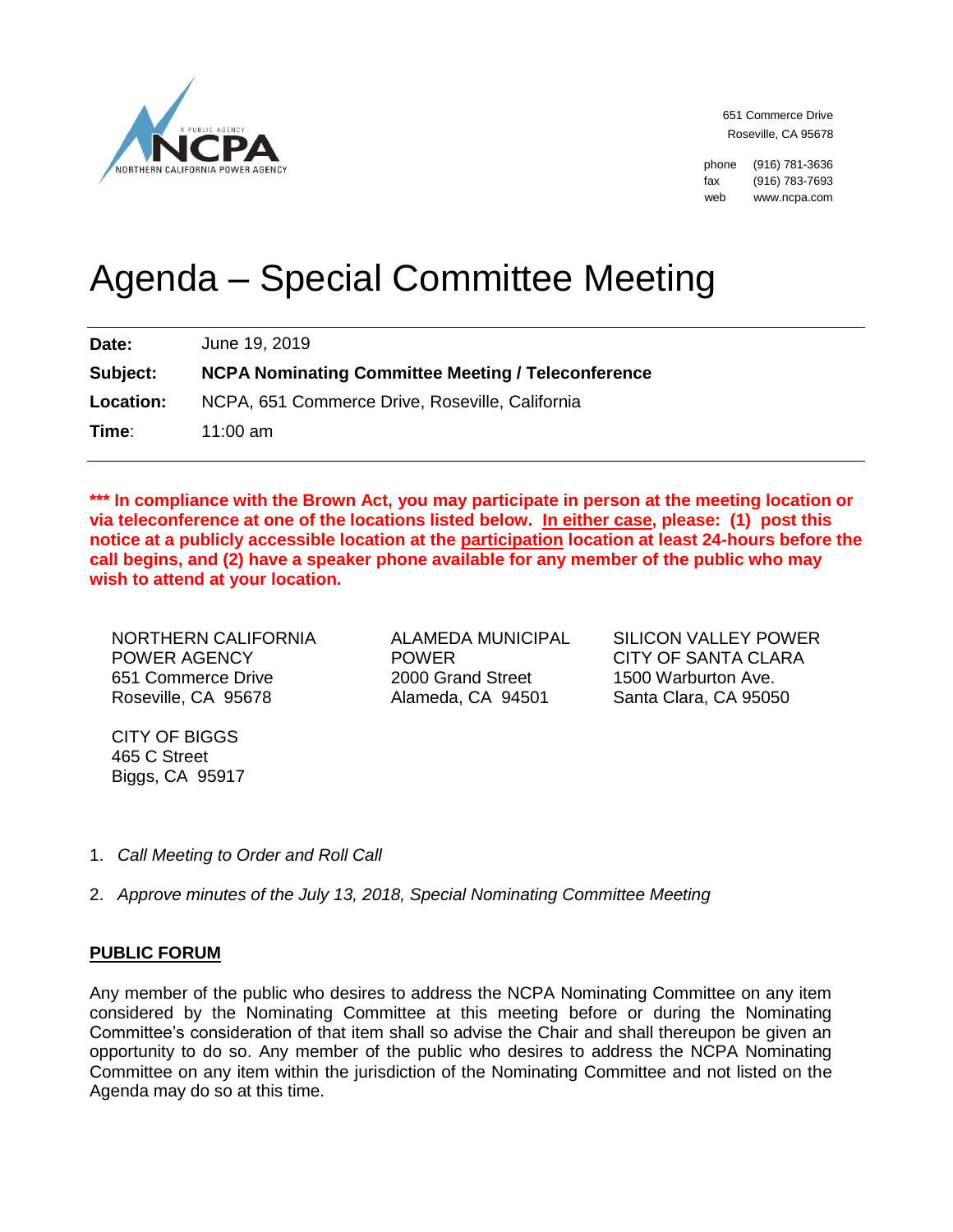NCPA

NORTHERN CALIFORNIA POWER AGENCY

651 Commerce Drive
Roseville, CA 95678

phone (916) 781-3636
fax (916) 783-7693
web www.ncpa.com

# Agenda – Special Committee Meeting

**Date:** June 19, 2019

**Subject:** **NCPA Nominating Committee Meeting / Teleconference**

**Location:** NCPA, 651 Commerce Drive, Roseville, California

**Time:** 11:00 am

**\*\*\* In compliance with the Brown Act, you may participate in person at the meeting location or via teleconference at one of the locations listed below. In either case, please: (1) post this notice at a publicly accessible location at the participation location at least 24-hours before the call begins, and (2) have a speaker phone available for any member of the public who may wish to attend at your location.**

NORTHERN CALIFORNIA POWER AGENCY
651 Commerce Drive
Roseville, CA 95678

ALAMEDA MUNICIPAL POWER
2000 Grand Street
Alameda, CA 94501

SILICON VALLEY POWER
CITY OF SANTA CLARA
1500 Warburton Ave.
Santa Clara, CA 95050

CITY OF BIGGS
465 C Street
Biggs, CA 95917

1. *Call Meeting to Order and Roll Call*
2. *Approve minutes of the July 13, 2018, Special Nominating Committee Meeting*

## PUBLIC FORUM

Any member of the public who desires to address the NCPA Nominating Committee on any item considered by the Nominating Committee at this meeting before or during the Nominating Committee's consideration of that item shall so advise the Chair and shall thereupon be given an opportunity to do so. Any member of the public who desires to address the NCPA Nominating Committee on any item within the jurisdiction of the Nominating Committee and not listed on the Agenda may do so at this time.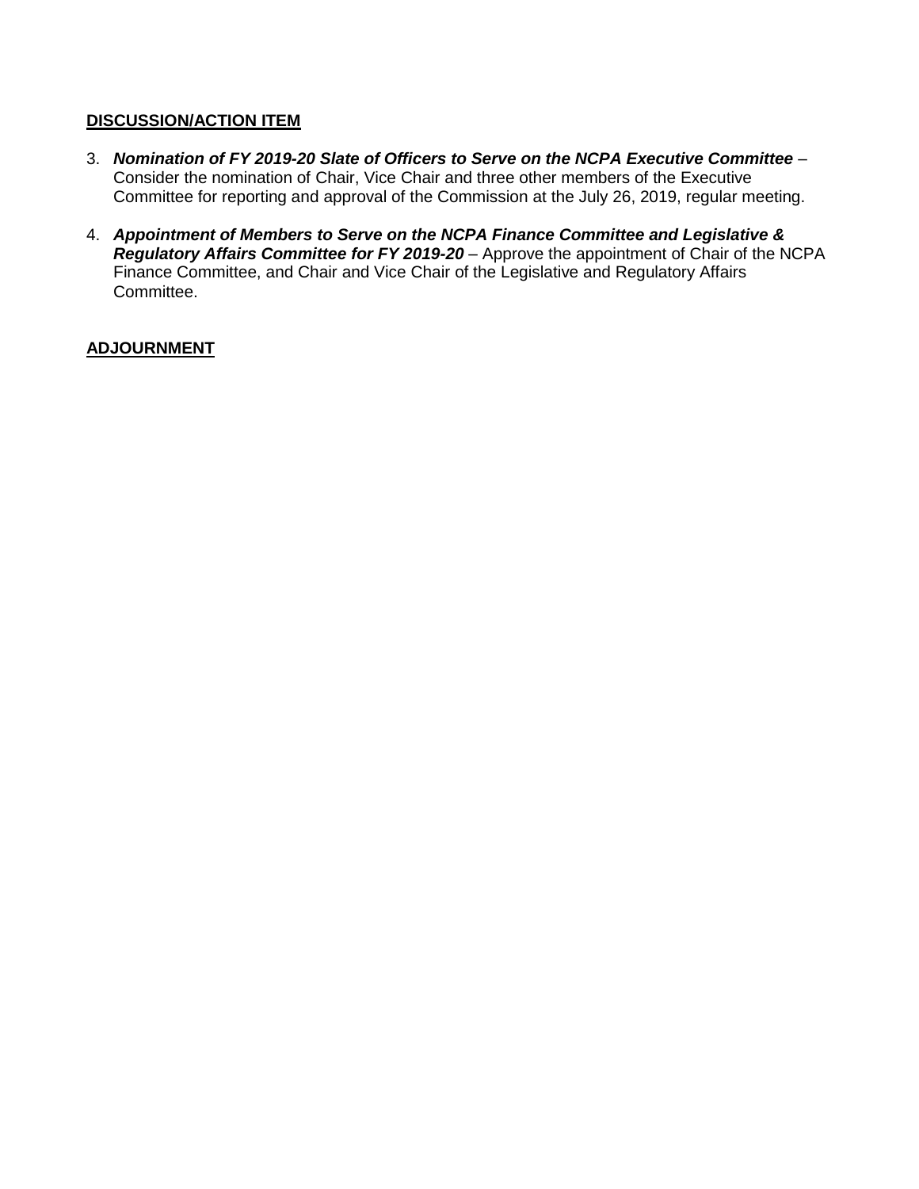## DISCUSSION/ACTION ITEM

3. ***Nomination of FY 2019-20 Slate of Officers to Serve on the NCPA Executive Committee*** – Consider the nomination of Chair, Vice Chair and three other members of the Executive Committee for reporting and approval of the Commission at the July 26, 2019, regular meeting.

4. ***Appointment of Members to Serve on the NCPA Finance Committee and Legislative & Regulatory Affairs Committee for FY 2019-20*** – Approve the appointment of Chair of the NCPA Finance Committee, and Chair and Vice Chair of the Legislative and Regulatory Affairs Committee.

## ADJOURNMENT